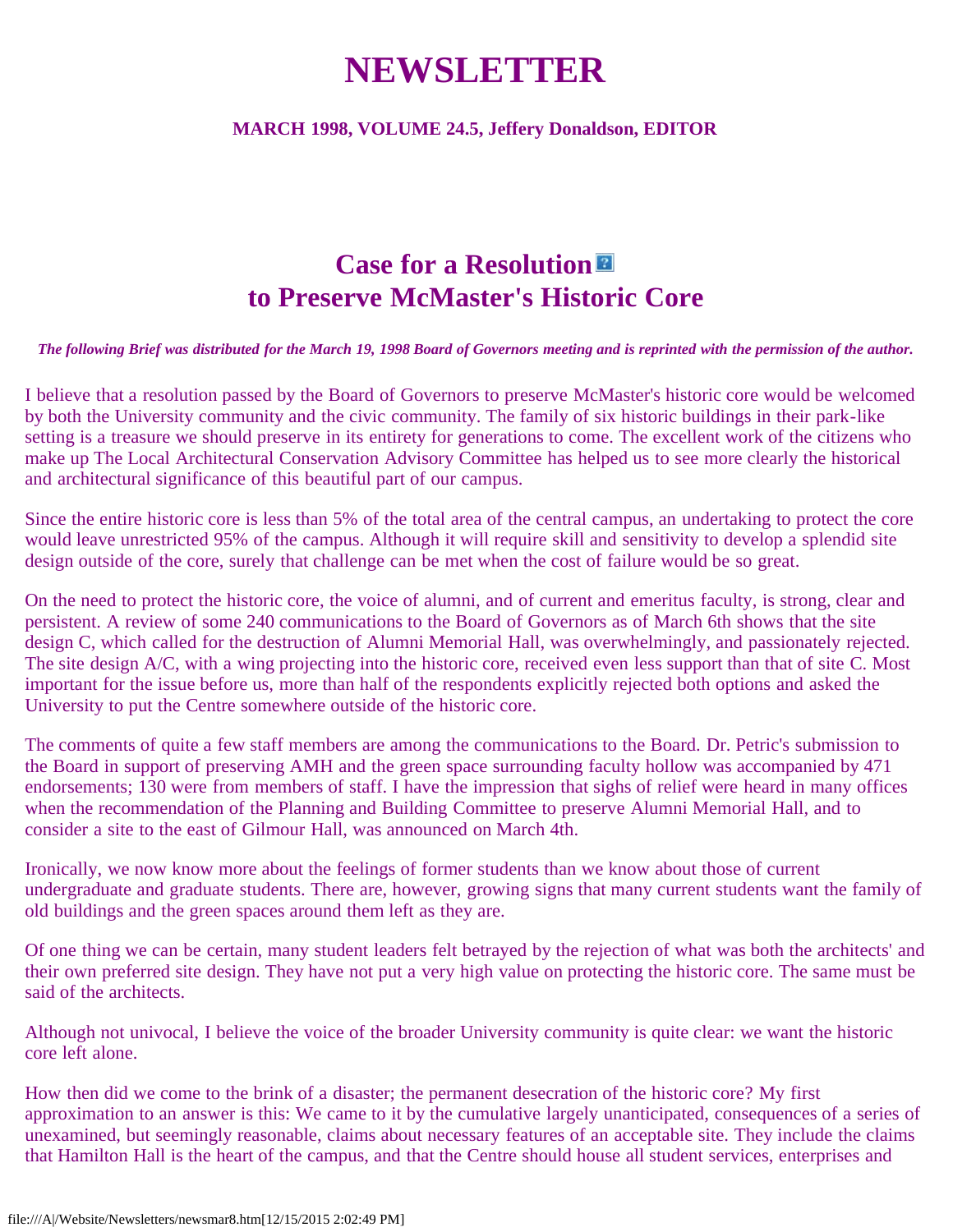# NEWSLETTER

**MARCH 1998, VOLUME 24.5, Jeffery Donaldson, EDITOR**

## Case for a Resolution to Preserve McMaster's Historic Core

***The following Brief was distributed for the March 19, 1998 Board of Governors meeting and is reprinted with the permission of the author.***

I believe that a resolution passed by the Board of Governors to preserve McMaster's historic core would be welcomed by both the University community and the civic community. The family of six historic buildings in their park-like setting is a treasure we should preserve in its entirety for generations to come. The excellent work of the citizens who make up The Local Architectural Conservation Advisory Committee has helped us to see more clearly the historical and architectural significance of this beautiful part of our campus.

Since the entire historic core is less than 5% of the total area of the central campus, an undertaking to protect the core would leave unrestricted 95% of the campus. Although it will require skill and sensitivity to develop a splendid site design outside of the core, surely that challenge can be met when the cost of failure would be so great.

On the need to protect the historic core, the voice of alumni, and of current and emeritus faculty, is strong, clear and persistent. A review of some 240 communications to the Board of Governors as of March 6th shows that the site design C, which called for the destruction of Alumni Memorial Hall, was overwhelmingly, and passionately rejected. The site design A/C, with a wing projecting into the historic core, received even less support than that of site C. Most important for the issue before us, more than half of the respondents explicitly rejected both options and asked the University to put the Centre somewhere outside of the historic core.

The comments of quite a few staff members are among the communications to the Board. Dr. Petric's submission to the Board in support of preserving AMH and the green space surrounding faculty hollow was accompanied by 471 endorsements; 130 were from members of staff. I have the impression that sighs of relief were heard in many offices when the recommendation of the Planning and Building Committee to preserve Alumni Memorial Hall, and to consider a site to the east of Gilmour Hall, was announced on March 4th.

Ironically, we now know more about the feelings of former students than we know about those of current undergraduate and graduate students. There are, however, growing signs that many current students want the family of old buildings and the green spaces around them left as they are.

Of one thing we can be certain, many student leaders felt betrayed by the rejection of what was both the architects' and their own preferred site design. They have not put a very high value on protecting the historic core. The same must be said of the architects.

Although not univocal, I believe the voice of the broader University community is quite clear: we want the historic core left alone.

How then did we come to the brink of a disaster; the permanent desecration of the historic core? My first approximation to an answer is this: We came to it by the cumulative largely unanticipated, consequences of a series of unexamined, but seemingly reasonable, claims about necessary features of an acceptable site. They include the claims that Hamilton Hall is the heart of the campus, and that the Centre should house all student services, enterprises and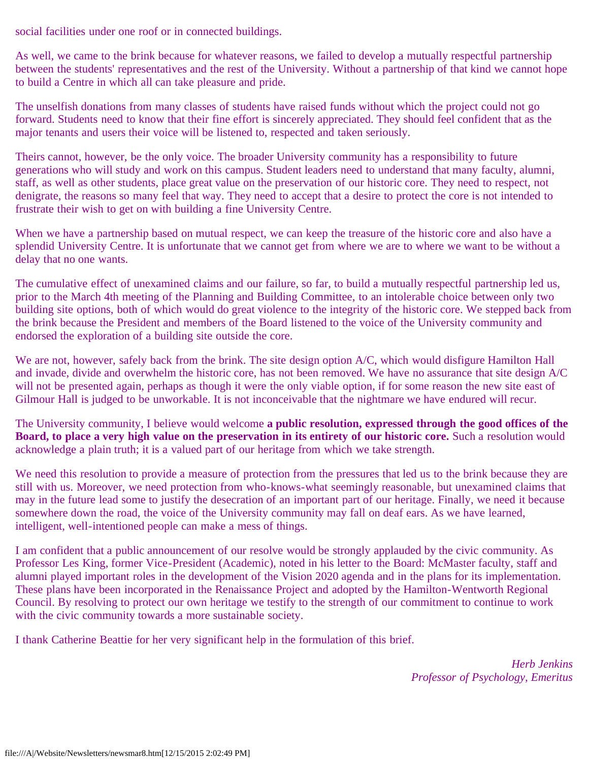social facilities under one roof or in connected buildings.

As well, we came to the brink because for whatever reasons, we failed to develop a mutually respectful partnership between the students' representatives and the rest of the University. Without a partnership of that kind we cannot hope to build a Centre in which all can take pleasure and pride.

The unselfish donations from many classes of students have raised funds without which the project could not go forward. Students need to know that their fine effort is sincerely appreciated. They should feel confident that as the major tenants and users their voice will be listened to, respected and taken seriously.

Theirs cannot, however, be the only voice. The broader University community has a responsibility to future generations who will study and work on this campus. Student leaders need to understand that many faculty, alumni, staff, as well as other students, place great value on the preservation of our historic core. They need to respect, not denigrate, the reasons so many feel that way. They need to accept that a desire to protect the core is not intended to frustrate their wish to get on with building a fine University Centre.

When we have a partnership based on mutual respect, we can keep the treasure of the historic core and also have a splendid University Centre. It is unfortunate that we cannot get from where we are to where we want to be without a delay that no one wants.

The cumulative effect of unexamined claims and our failure, so far, to build a mutually respectful partnership led us, prior to the March 4th meeting of the Planning and Building Committee, to an intolerable choice between only two building site options, both of which would do great violence to the integrity of the historic core. We stepped back from the brink because the President and members of the Board listened to the voice of the University community and endorsed the exploration of a building site outside the core.

We are not, however, safely back from the brink. The site design option A/C, which would disfigure Hamilton Hall and invade, divide and overwhelm the historic core, has not been removed. We have no assurance that site design A/C will not be presented again, perhaps as though it were the only viable option, if for some reason the new site east of Gilmour Hall is judged to be unworkable. It is not inconceivable that the nightmare we have endured will recur.

The University community, I believe would welcome **a public resolution, expressed through the good offices of the Board, to place a very high value on the preservation in its entirety of our historic core.** Such a resolution would acknowledge a plain truth; it is a valued part of our heritage from which we take strength.

We need this resolution to provide a measure of protection from the pressures that led us to the brink because they are still with us. Moreover, we need protection from who-knows-what seemingly reasonable, but unexamined claims that may in the future lead some to justify the desecration of an important part of our heritage. Finally, we need it because somewhere down the road, the voice of the University community may fall on deaf ears. As we have learned, intelligent, well-intentioned people can make a mess of things.

I am confident that a public announcement of our resolve would be strongly applauded by the civic community. As Professor Les King, former Vice-President (Academic), noted in his letter to the Board: McMaster faculty, staff and alumni played important roles in the development of the Vision 2020 agenda and in the plans for its implementation. These plans have been incorporated in the Renaissance Project and adopted by the Hamilton-Wentworth Regional Council. By resolving to protect our own heritage we testify to the strength of our commitment to continue to work with the civic community towards a more sustainable society.

I thank Catherine Beattie for her very significant help in the formulation of this brief.

*Herb Jenkins*
*Professor of Psychology, Emeritus*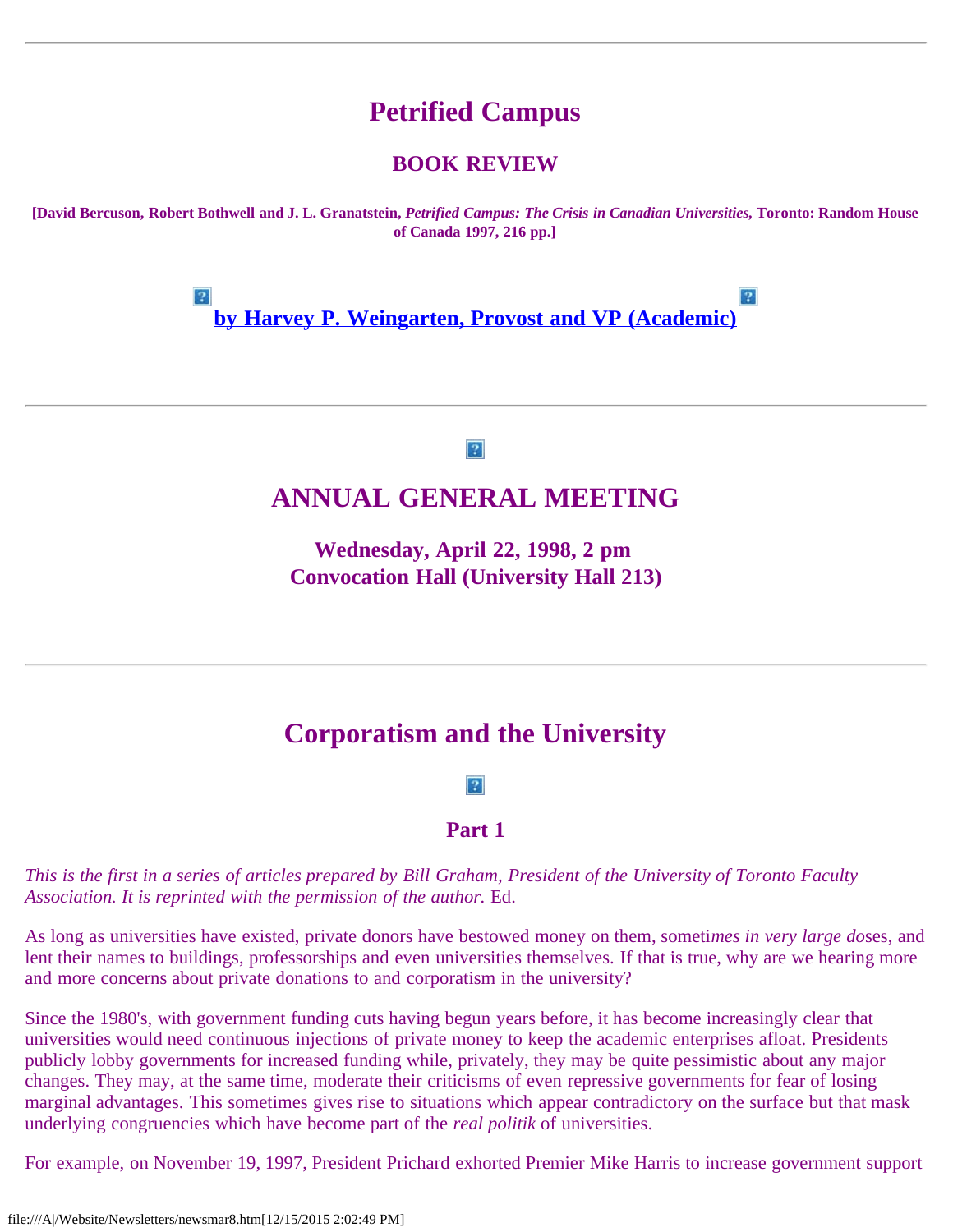# Petrified Campus

## BOOK REVIEW

**[David Bercuson, Robert Bothwell and J. L. Granatstein, *Petrified Campus: The Crisis in Canadian Universities*, Toronto: Random House of Canada 1997, 216 pp.]**

**by Harvey P. Weingarten, Provost and VP (Academic)**

---

# ANNUAL GENERAL MEETING

### Wednesday, April 22, 1998, 2 pm
### Convocation Hall (University Hall 213)

---

# Corporatism and the University

## Part 1

*This is the first in a series of articles prepared by Bill Graham, President of the University of Toronto Faculty Association. It is reprinted with the permission of the author.* Ed.

As long as universities have existed, private donors have bestowed money on them, someti*mes in very large do*ses, and lent their names to buildings, professorships and even universities themselves. If that is true, why are we hearing more and more concerns about private donations to and corporatism in the university?

Since the 1980's, with government funding cuts having begun years before, it has become increasingly clear that universities would need continuous injections of private money to keep the academic enterprises afloat. Presidents publicly lobby governments for increased funding while, privately, they may be quite pessimistic about any major changes. They may, at the same time, moderate their criticisms of even repressive governments for fear of losing marginal advantages. This sometimes gives rise to situations which appear contradictory on the surface but that mask underlying congruencies which have become part of the *real politik* of universities.

For example, on November 19, 1997, President Prichard exhorted Premier Mike Harris to increase government support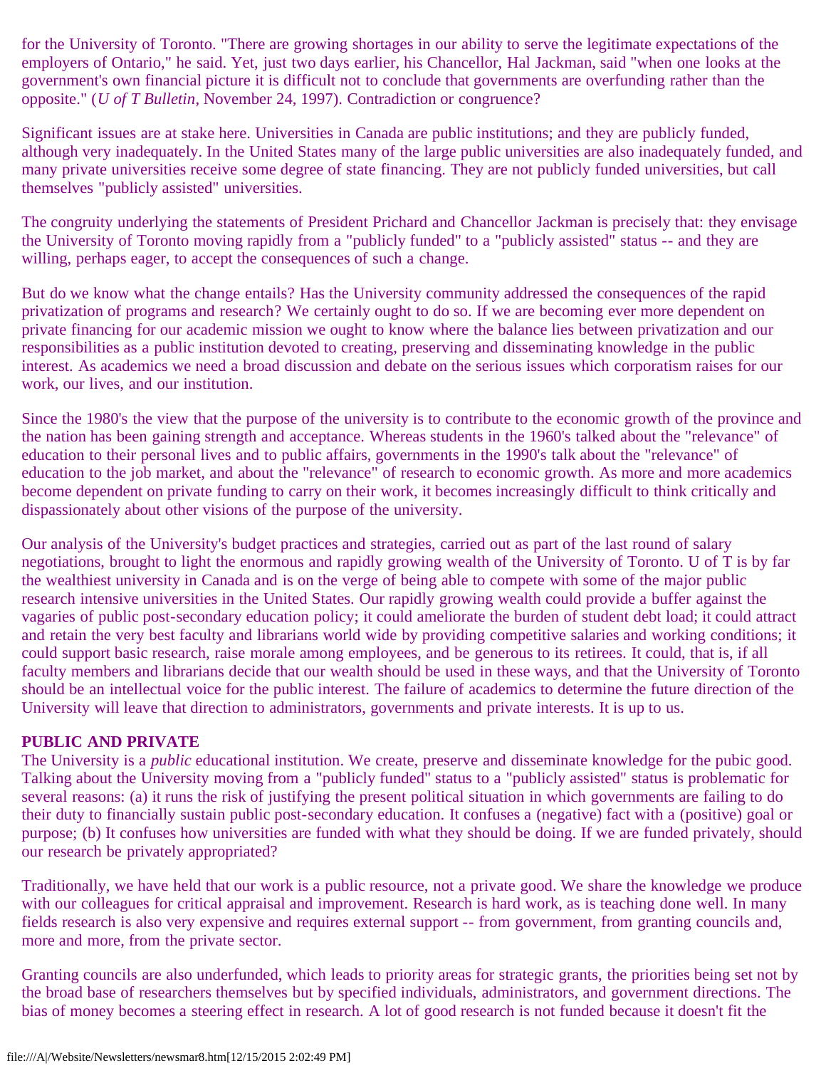for the University of Toronto. "There are growing shortages in our ability to serve the legitimate expectations of the employers of Ontario," he said. Yet, just two days earlier, his Chancellor, Hal Jackman, said "when one looks at the government's own financial picture it is difficult not to conclude that governments are overfunding rather than the opposite." (*U of T Bulletin*, November 24, 1997). Contradiction or congruence?

Significant issues are at stake here. Universities in Canada are public institutions; and they are publicly funded, although very inadequately. In the United States many of the large public universities are also inadequately funded, and many private universities receive some degree of state financing. They are not publicly funded universities, but call themselves "publicly assisted" universities.

The congruity underlying the statements of President Prichard and Chancellor Jackman is precisely that: they envisage the University of Toronto moving rapidly from a "publicly funded" to a "publicly assisted" status -- and they are willing, perhaps eager, to accept the consequences of such a change.

But do we know what the change entails? Has the University community addressed the consequences of the rapid privatization of programs and research? We certainly ought to do so. If we are becoming ever more dependent on private financing for our academic mission we ought to know where the balance lies between privatization and our responsibilities as a public institution devoted to creating, preserving and disseminating knowledge in the public interest. As academics we need a broad discussion and debate on the serious issues which corporatism raises for our work, our lives, and our institution.

Since the 1980's the view that the purpose of the university is to contribute to the economic growth of the province and the nation has been gaining strength and acceptance. Whereas students in the 1960's talked about the "relevance" of education to their personal lives and to public affairs, governments in the 1990's talk about the "relevance" of education to the job market, and about the "relevance" of research to economic growth. As more and more academics become dependent on private funding to carry on their work, it becomes increasingly difficult to think critically and dispassionately about other visions of the purpose of the university.

Our analysis of the University's budget practices and strategies, carried out as part of the last round of salary negotiations, brought to light the enormous and rapidly growing wealth of the University of Toronto. U of T is by far the wealthiest university in Canada and is on the verge of being able to compete with some of the major public research intensive universities in the United States. Our rapidly growing wealth could provide a buffer against the vagaries of public post-secondary education policy; it could ameliorate the burden of student debt load; it could attract and retain the very best faculty and librarians world wide by providing competitive salaries and working conditions; it could support basic research, raise morale among employees, and be generous to its retirees. It could, that is, if all faculty members and librarians decide that our wealth should be used in these ways, and that the University of Toronto should be an intellectual voice for the public interest. The failure of academics to determine the future direction of the University will leave that direction to administrators, governments and private interests. It is up to us.

**PUBLIC AND PRIVATE**

The University is a *public* educational institution. We create, preserve and disseminate knowledge for the pubic good. Talking about the University moving from a "publicly funded" status to a "publicly assisted" status is problematic for several reasons: (a) it runs the risk of justifying the present political situation in which governments are failing to do their duty to financially sustain public post-secondary education. It confuses a (negative) fact with a (positive) goal or purpose; (b) It confuses how universities are funded with what they should be doing. If we are funded privately, should our research be privately appropriated?

Traditionally, we have held that our work is a public resource, not a private good. We share the knowledge we produce with our colleagues for critical appraisal and improvement. Research is hard work, as is teaching done well. In many fields research is also very expensive and requires external support -- from government, from granting councils and, more and more, from the private sector.

Granting councils are also underfunded, which leads to priority areas for strategic grants, the priorities being set not by the broad base of researchers themselves but by specified individuals, administrators, and government directions. The bias of money becomes a steering effect in research. A lot of good research is not funded because it doesn't fit the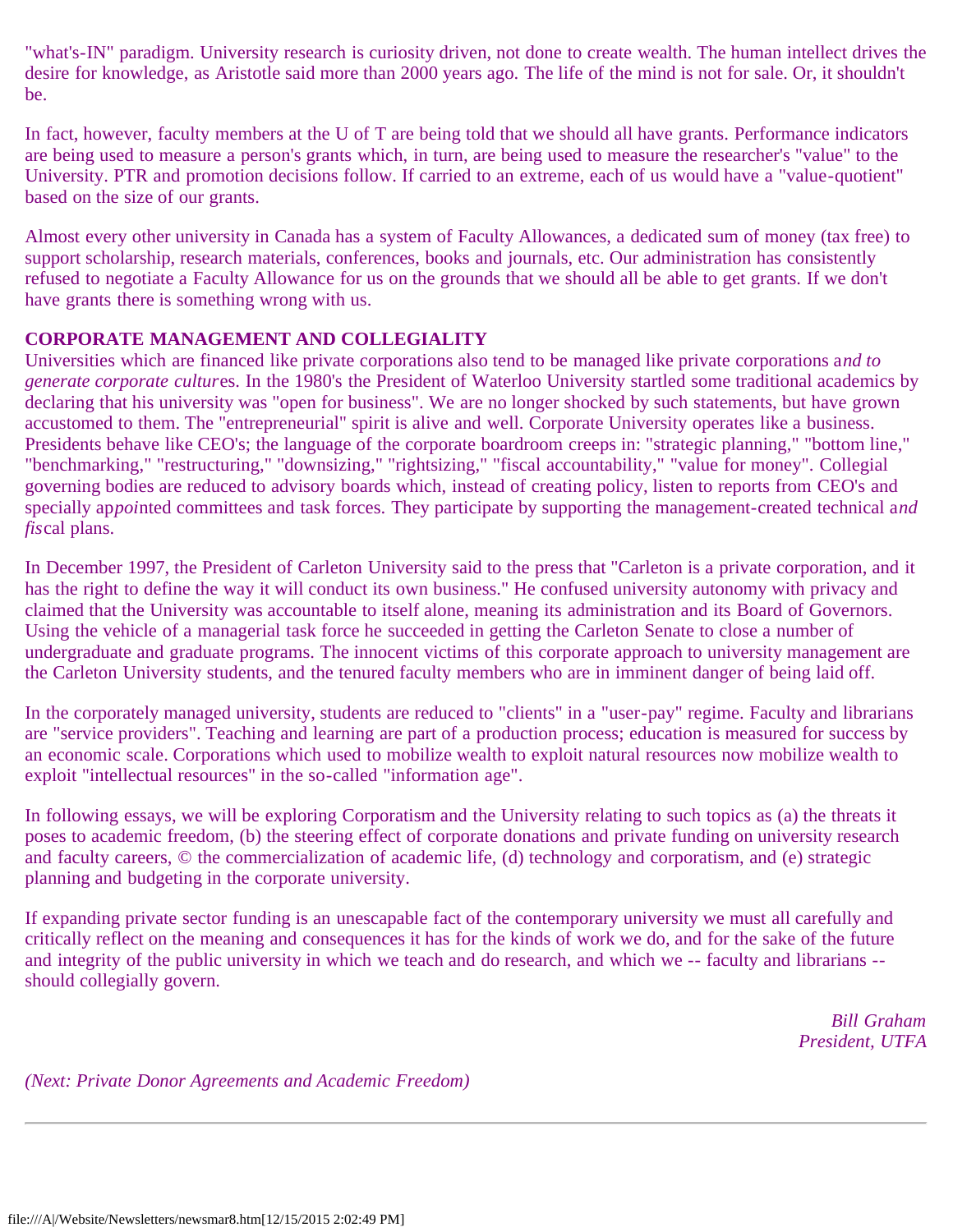"what's-IN" paradigm. University research is curiosity driven, not done to create wealth. The human intellect drives the desire for knowledge, as Aristotle said more than 2000 years ago. The life of the mind is not for sale. Or, it shouldn't be.

In fact, however, faculty members at the U of T are being told that we should all have grants. Performance indicators are being used to measure a person's grants which, in turn, are being used to measure the researcher's "value" to the University. PTR and promotion decisions follow. If carried to an extreme, each of us would have a "value-quotient" based on the size of our grants.

Almost every other university in Canada has a system of Faculty Allowances, a dedicated sum of money (tax free) to support scholarship, research materials, conferences, books and journals, etc. Our administration has consistently refused to negotiate a Faculty Allowance for us on the grounds that we should all be able to get grants. If we don't have grants there is something wrong with us.

**CORPORATE MANAGEMENT AND COLLEGIALITY**

Universities which are financed like private corporations also tend to be managed like private corporations a*nd to generate corporate cultur*es. In the 1980's the President of Waterloo University startled some traditional academics by declaring that his university was "open for business". We are no longer shocked by such statements, but have grown accustomed to them. The "entrepreneurial" spirit is alive and well. Corporate University operates like a business. Presidents behave like CEO's; the language of the corporate boardroom creeps in: "strategic planning," "bottom line," "benchmarking," "restructuring," "downsizing," "rightsizing," "fiscal accountability," "value for money". Collegial governing bodies are reduced to advisory boards which, instead of creating policy, listen to reports from CEO's and specially ap*poi*nted committees and task forces. They participate by supporting the management-created technical a*nd fis*cal plans.

In December 1997, the President of Carleton University said to the press that "Carleton is a private corporation, and it has the right to define the way it will conduct its own business." He confused university autonomy with privacy and claimed that the University was accountable to itself alone, meaning its administration and its Board of Governors. Using the vehicle of a managerial task force he succeeded in getting the Carleton Senate to close a number of undergraduate and graduate programs. The innocent victims of this corporate approach to university management are the Carleton University students, and the tenured faculty members who are in imminent danger of being laid off.

In the corporately managed university, students are reduced to "clients" in a "user-pay" regime. Faculty and librarians are "service providers". Teaching and learning are part of a production process; education is measured for success by an economic scale. Corporations which used to mobilize wealth to exploit natural resources now mobilize wealth to exploit "intellectual resources" in the so-called "information age".

In following essays, we will be exploring Corporatism and the University relating to such topics as (a) the threats it poses to academic freedom, (b) the steering effect of corporate donations and private funding on university research and faculty careers, © the commercialization of academic life, (d) technology and corporatism, and (e) strategic planning and budgeting in the corporate university.

If expanding private sector funding is an unescapable fact of the contemporary university we must all carefully and critically reflect on the meaning and consequences it has for the kinds of work we do, and for the sake of the future and integrity of the public university in which we teach and do research, and which we -- faculty and librarians -- should collegially govern.

*Bill Graham*
*President, UTFA*

*(Next: Private Donor Agreements and Academic Freedom)*

---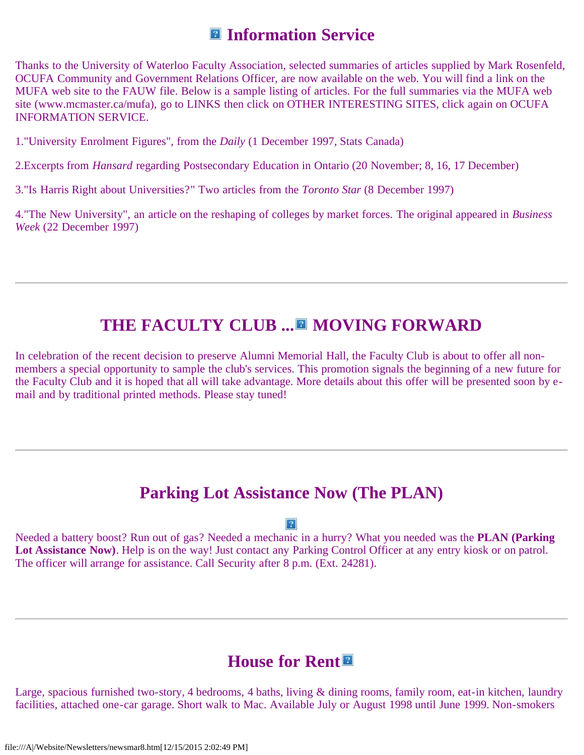## Information Service

Thanks to the University of Waterloo Faculty Association, selected summaries of articles supplied by Mark Rosenfeld, OCUFA Community and Government Relations Officer, are now available on the web. You will find a link on the MUFA web site to the FAUW file. Below is a sample listing of articles. For the full summaries via the MUFA web site (www.mcmaster.ca/mufa), go to LINKS then click on OTHER INTERESTING SITES, click again on OCUFA INFORMATION SERVICE.

1."University Enrolment Figures", from the *Daily* (1 December 1997, Stats Canada)

2.Excerpts from *Hansard* regarding Postsecondary Education in Ontario (20 November; 8, 16, 17 December)

3."Is Harris Right about Universities?" Two articles from the *Toronto Star* (8 December 1997)

4."The New University", an article on the reshaping of colleges by market forces. The original appeared in *Business Week* (22 December 1997)

---

## THE FACULTY CLUB ... MOVING FORWARD

In celebration of the recent decision to preserve Alumni Memorial Hall, the Faculty Club is about to offer all non-members a special opportunity to sample the club's services. This promotion signals the beginning of a new future for the Faculty Club and it is hoped that all will take advantage. More details about this offer will be presented soon by e-mail and by traditional printed methods. Please stay tuned!

---

## Parking Lot Assistance Now (The PLAN)

Needed a battery boost? Run out of gas? Needed a mechanic in a hurry? What you needed was the **PLAN (Parking Lot Assistance Now)**. Help is on the way! Just contact any Parking Control Officer at any entry kiosk or on patrol. The officer will arrange for assistance. Call Security after 8 p.m. (Ext. 24281).

---

## House for Rent

Large, spacious furnished two-story, 4 bedrooms, 4 baths, living & dining rooms, family room, eat-in kitchen, laundry facilities, attached one-car garage. Short walk to Mac. Available July or August 1998 until June 1999. Non-smokers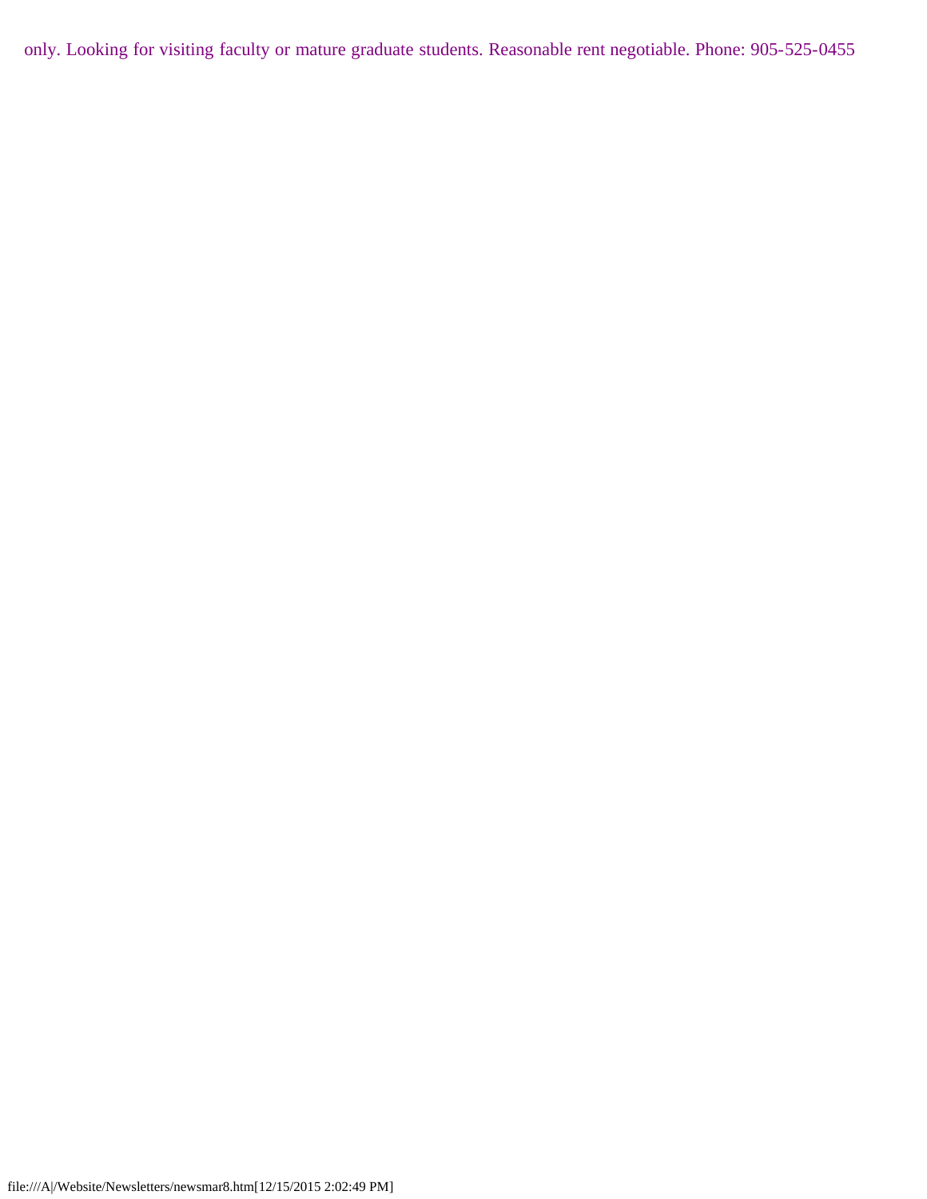only. Looking for visiting faculty or mature graduate students. Reasonable rent negotiable. Phone: 905-525-0455